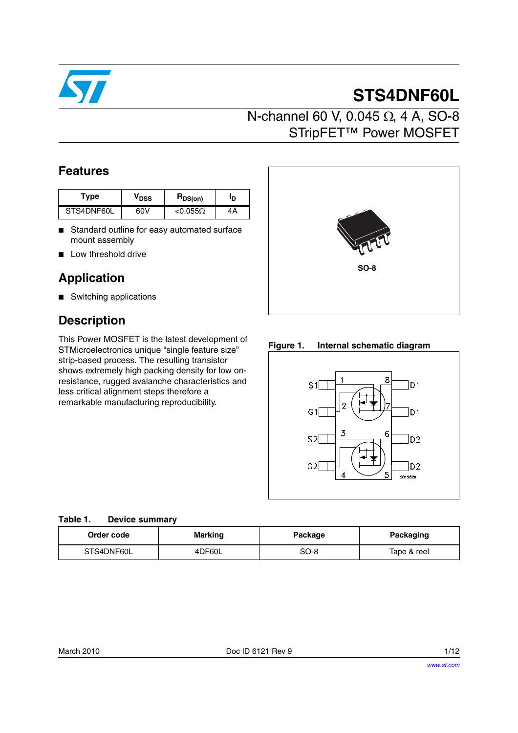# STS4DNF60L

## N-channel 60 V, 0.045 Ω, 4 A, SO-8 STripFET™ Power MOSFET

## Features

| Type | $V_{DSS}$ | $R_{DS(on)}$ | $I_D$ |
|---|---|---|---|
| STS4DNF60L | 60V | <0.055Ω | 4A |

- Standard outline for easy automated surface mount assembly
- Low threshold drive

## Application

- Switching applications

## Description

This Power MOSFET is the latest development of STMicroelectronics unique “single feature size” strip-based process. The resulting transistor shows extremely high packing density for low on-resistance, rugged avalanche characteristics and less critical alignment steps therefore a remarkable manufacturing reproducibility.

SO-8

**Figure 1. Internal schematic diagram**

**Table 1. Device summary**

| Order code | Marking | Package | Packaging |
|---|---|---|---|
| STS4DNF60L | 4DF60L | SO-8 | Tape & reel |

March 2010 Doc ID 6121 Rev 9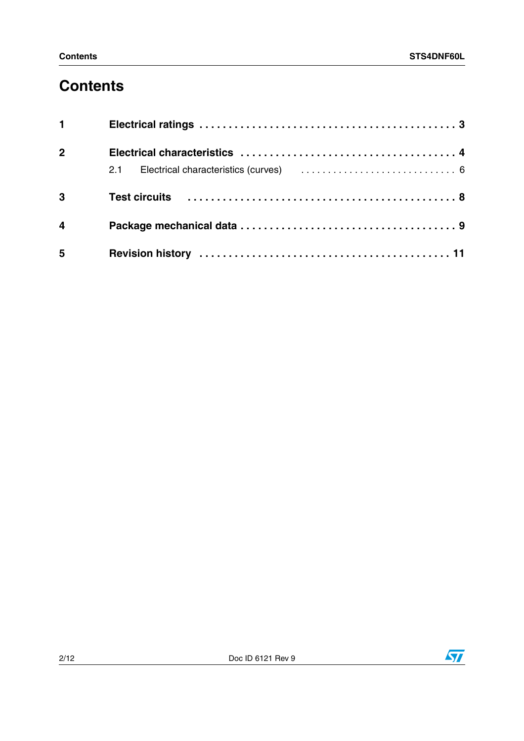# Contents

| | | |
|---|---|---|
| **1** | **Electrical ratings** | **3** |
| **2** | **Electrical characteristics** | **4** |
| | 2.1 Electrical characteristics (curves) | 6 |
| **3** | **Test circuits** | **8** |
| **4** | **Package mechanical data** | **9** |
| **5** | **Revision history** | **11** |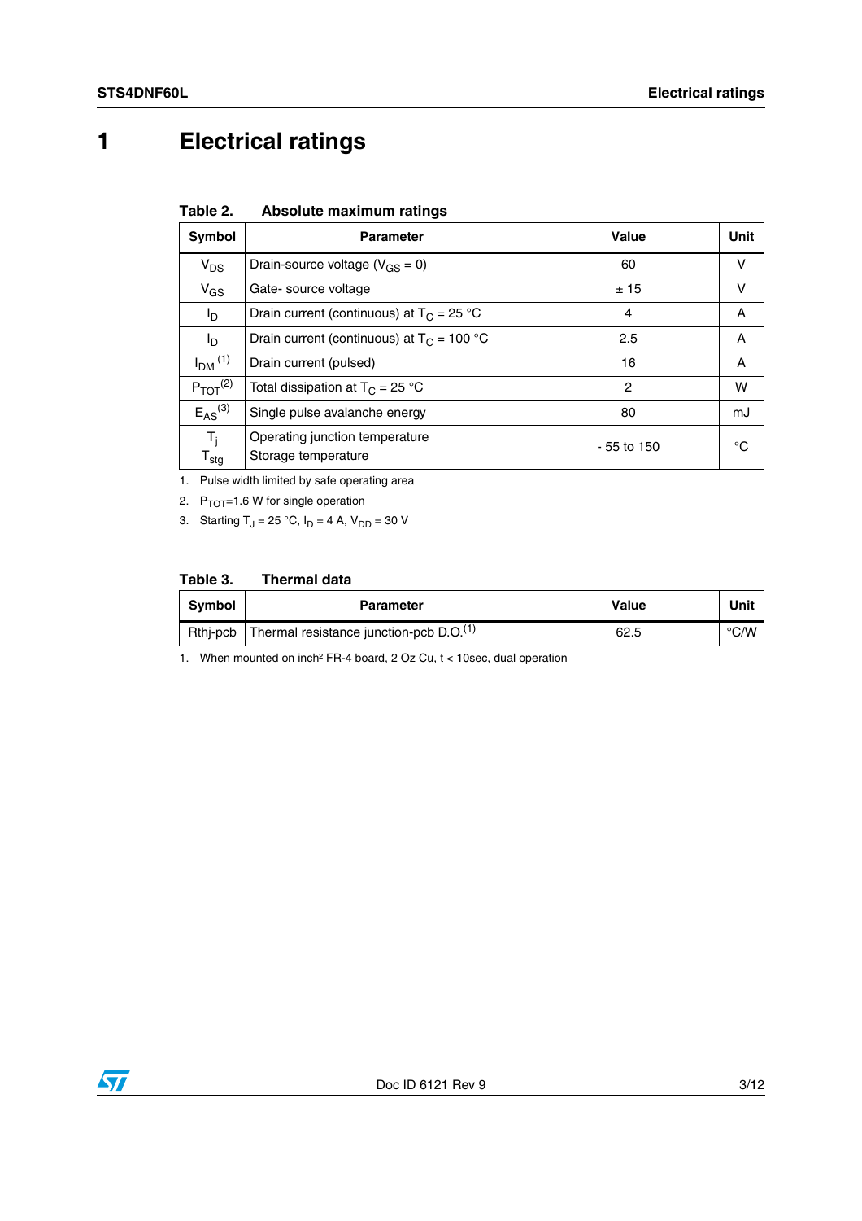# 1 Electrical ratings

**Table 2. Absolute maximum ratings**

| Symbol | Parameter | Value | Unit |
|---|---|---|---|
| $V_{DS}$ | Drain-source voltage ($V_{GS}$ = 0) | 60 | V |
| $V_{GS}$ | Gate- source voltage | ± 15 | V |
| $I_D$ | Drain current (continuous) at $T_C$ = 25 °C | 4 | A |
| $I_D$ | Drain current (continuous) at $T_C$ = 100 °C | 2.5 | A |
| $I_{DM}$ [1] | Drain current (pulsed) | 16 | A |
| $P_{TOT}$[2] | Total dissipation at $T_C$ = 25 °C | 2 | W |
| $E_{AS}$[3] | Single pulse avalanche energy | 80 | mJ |
| $T_j$ $T_{stg}$ | Operating junction temperature Storage temperature | - 55 to 150 | °C |

1. Pulse width limited by safe operating area
2. $P_{TOT}$=1.6 W for single operation
3. Starting $T_J$ = 25 °C, $I_D$ = 4 A, $V_{DD}$ = 30 V

**Table 3. Thermal data**

| Symbol | Parameter | Value | Unit |
|---|---|---|---|
| Rthj-pcb | Thermal resistance junction-pcb D.O.[1] | 62.5 | °C/W |

1. When mounted on inch² FR-4 board, 2 Oz Cu, t ≤ 10sec, dual operation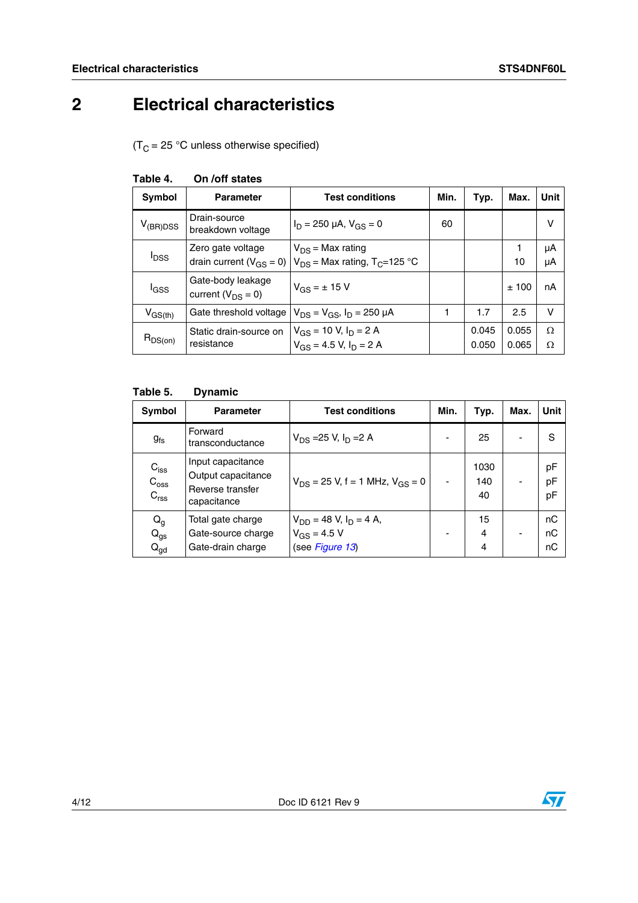# 2 Electrical characteristics

($T_C$ = 25 °C unless otherwise specified)

**Table 4. On /off states**

| Symbol | Parameter | Test conditions | Min. | Typ. | Max. | Unit |
|---|---|---|---|---|---|---|
| $V_{(BR)DSS}$ | Drain-source breakdown voltage | $I_D$ = 250 µA, $V_{GS}$ = 0 | 60 | | | V |
| $I_{DSS}$ | Zero gate voltage drain current ($V_{GS}$ = 0) | $V_{DS}$ = Max rating<br>$V_{DS}$ = Max rating, $T_C$=125 °C | | | 1<br>10 | µA<br>µA |
| $I_{GSS}$ | Gate-body leakage current ($V_{DS}$ = 0) | $V_{GS}$ = ± 15 V | | | ± 100 | nA |
| $V_{GS(th)}$ | Gate threshold voltage | $V_{DS}$ = $V_{GS}$, $I_D$ = 250 µA | 1 | 1.7 | 2.5 | V |
| $R_{DS(on)}$ | Static drain-source on resistance | $V_{GS}$ = 10 V, $I_D$ = 2 A<br>$V_{GS}$ = 4.5 V, $I_D$ = 2 A | | 0.045<br>0.050 | 0.055<br>0.065 | Ω<br>Ω |

**Table 5. Dynamic**

| Symbol | Parameter | Test conditions | Min. | Typ. | Max. | Unit |
|---|---|---|---|---|---|---|
| $g_{fs}$ | Forward transconductance | $V_{DS}$ =25 V, $I_D$ =2 A | - | 25 | - | S |
| $C_{iss}$<br>$C_{oss}$<br>$C_{rss}$ | Input capacitance<br>Output capacitance<br>Reverse transfer capacitance | $V_{DS}$ = 25 V, f = 1 MHz, $V_{GS}$ = 0 | - | 1030<br>140<br>40 | - | pF<br>pF<br>pF |
| $Q_g$<br>$Q_{gs}$<br>$Q_{gd}$ | Total gate charge<br>Gate-source charge<br>Gate-drain charge | $V_{DD}$ = 48 V, $I_D$ = 4 A,<br>$V_{GS}$ = 4.5 V<br>(see *Figure 13*) | - | 15<br>4<br>4 | - | nC<br>nC<br>nC |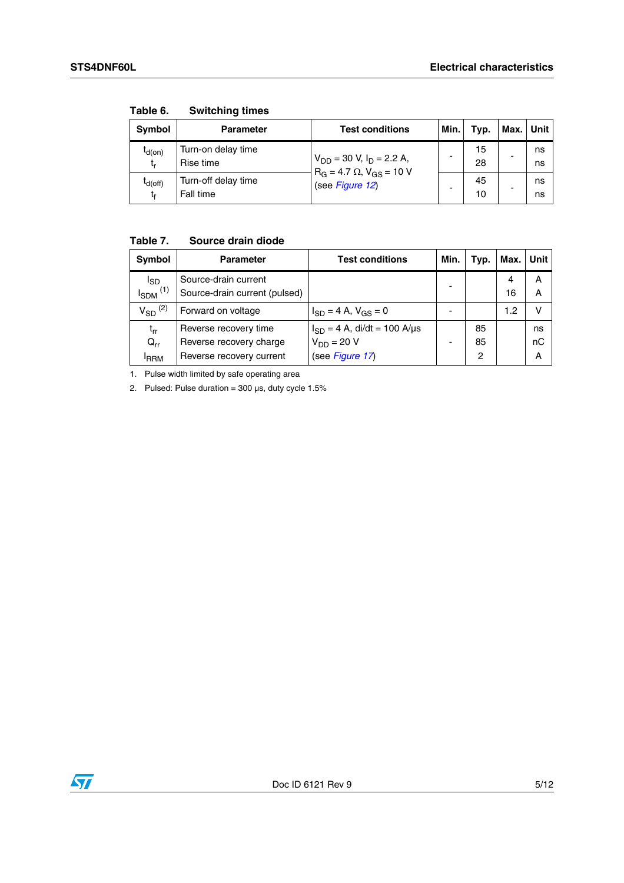**Table 6. Switching times**

| Symbol | Parameter | Test conditions | Min. | Typ. | Max. | Unit |
|---|---|---|---|---|---|---|
| $t_{d(on)}$<br>$t_r$ | Turn-on delay time<br>Rise time | $V_{DD}$ = 30 V, $I_D$ = 2.2 A,<br>$R_G$ = 4.7 Ω, $V_{GS}$ = 10 V<br>(see *Figure 12*) | - | 15<br>28 | - | ns<br>ns |
| $t_{d(off)}$<br>$t_f$ | Turn-off delay time<br>Fall time | | - | 45<br>10 | - | ns<br>ns |

**Table 7. Source drain diode**

| Symbol | Parameter | Test conditions | Min. | Typ. | Max. | Unit |
|---|---|---|---|---|---|---|
| $I_{SD}$<br>$I_{SDM}$ (1) | Source-drain current<br>Source-drain current (pulsed) | | - | | 4<br>16 | A<br>A |
| $V_{SD}$ (2) | Forward on voltage | $I_{SD}$ = 4 A, $V_{GS}$ = 0 | - | | 1.2 | V |
| $t_{rr}$<br>$Q_{rr}$<br>$I_{RRM}$ | Reverse recovery time<br>Reverse recovery charge<br>Reverse recovery current | $I_{SD}$ = 4 A, di/dt = 100 A/µs<br>$V_{DD}$ = 20 V<br>(see *Figure 17*) | - | 85<br>85<br>2 | | ns<br>nC<br>A |

1. Pulse width limited by safe operating area
2. Pulsed: Pulse duration = 300 µs, duty cycle 1.5%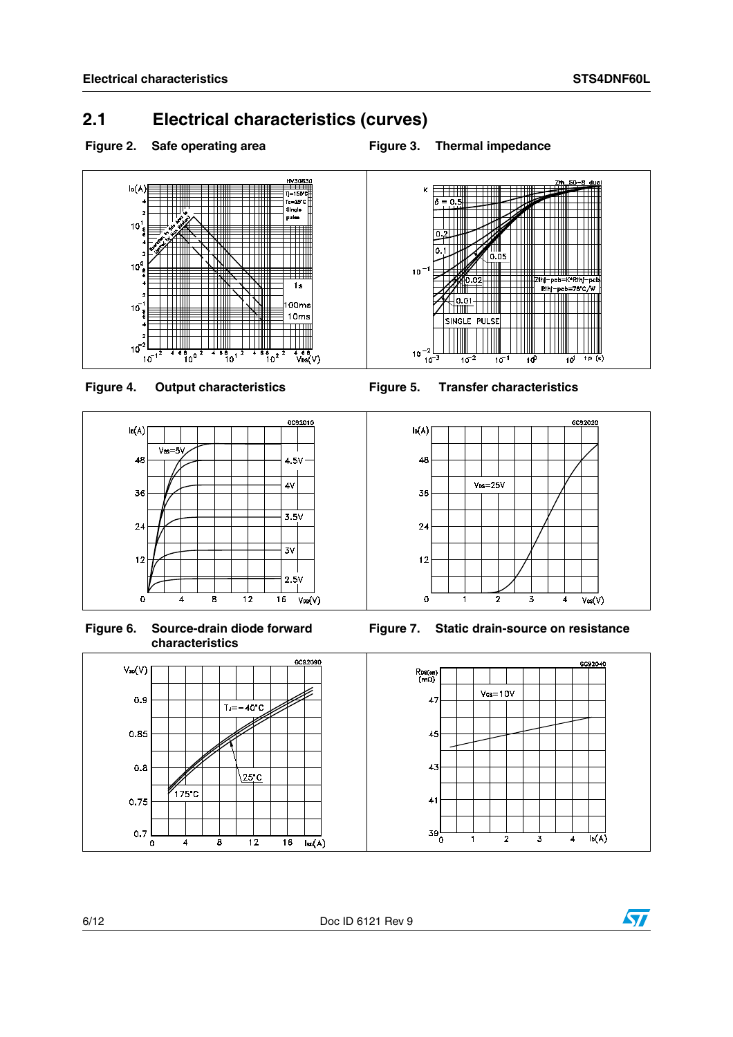## 2.1 Electrical characteristics (curves)

**Figure 2. Safe operating area**

**Figure 3. Thermal impedance**

**Figure 4. Output characteristics**

**Figure 5. Transfer characteristics**

**Figure 6. Source-drain diode forward characteristics**

**Figure 7. Static drain-source on resistance**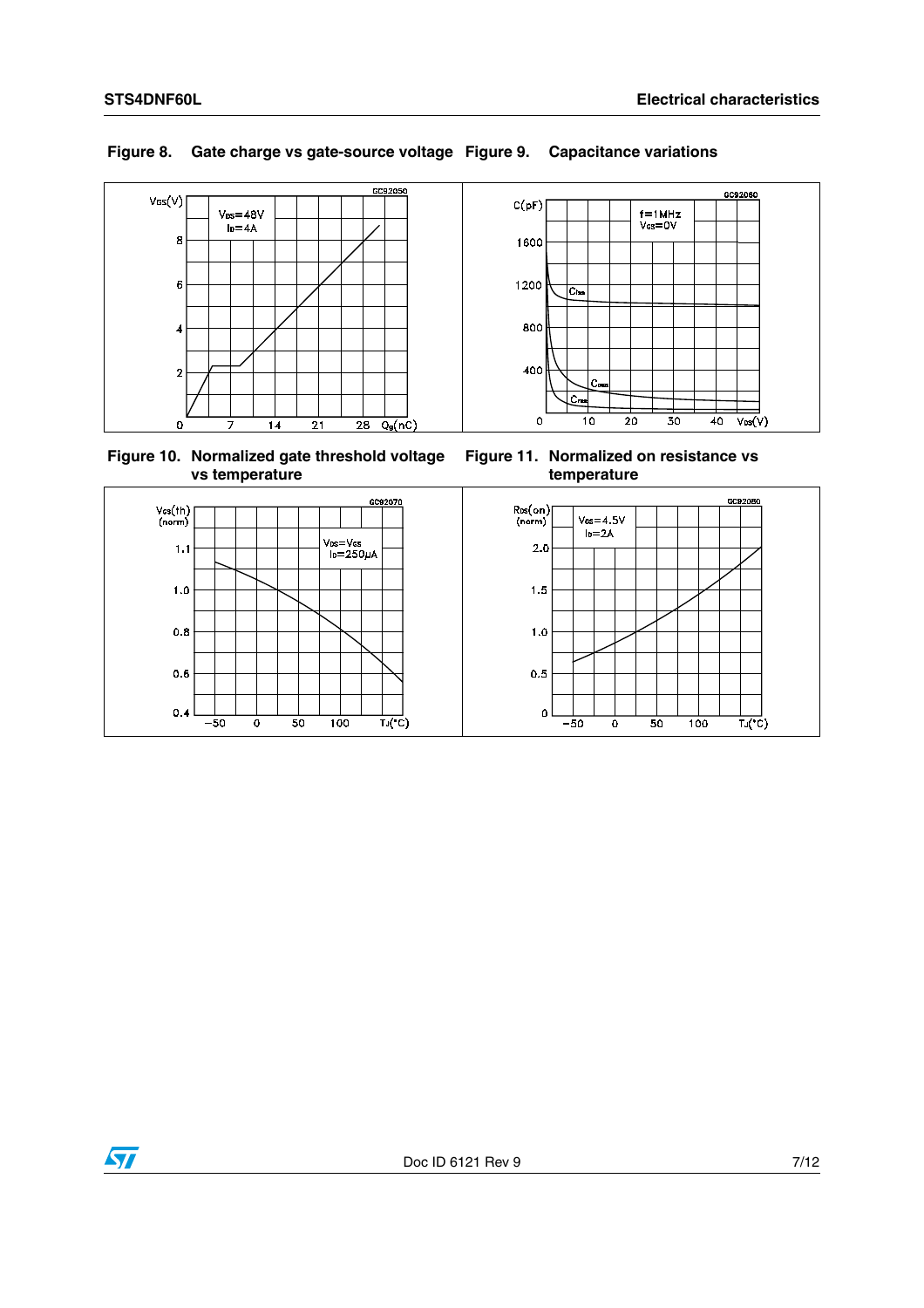**Figure 8. Gate charge vs gate-source voltage**

**Figure 9. Capacitance variations**

**Figure 10. Normalized gate threshold voltage vs temperature**

**Figure 11. Normalized on resistance vs temperature**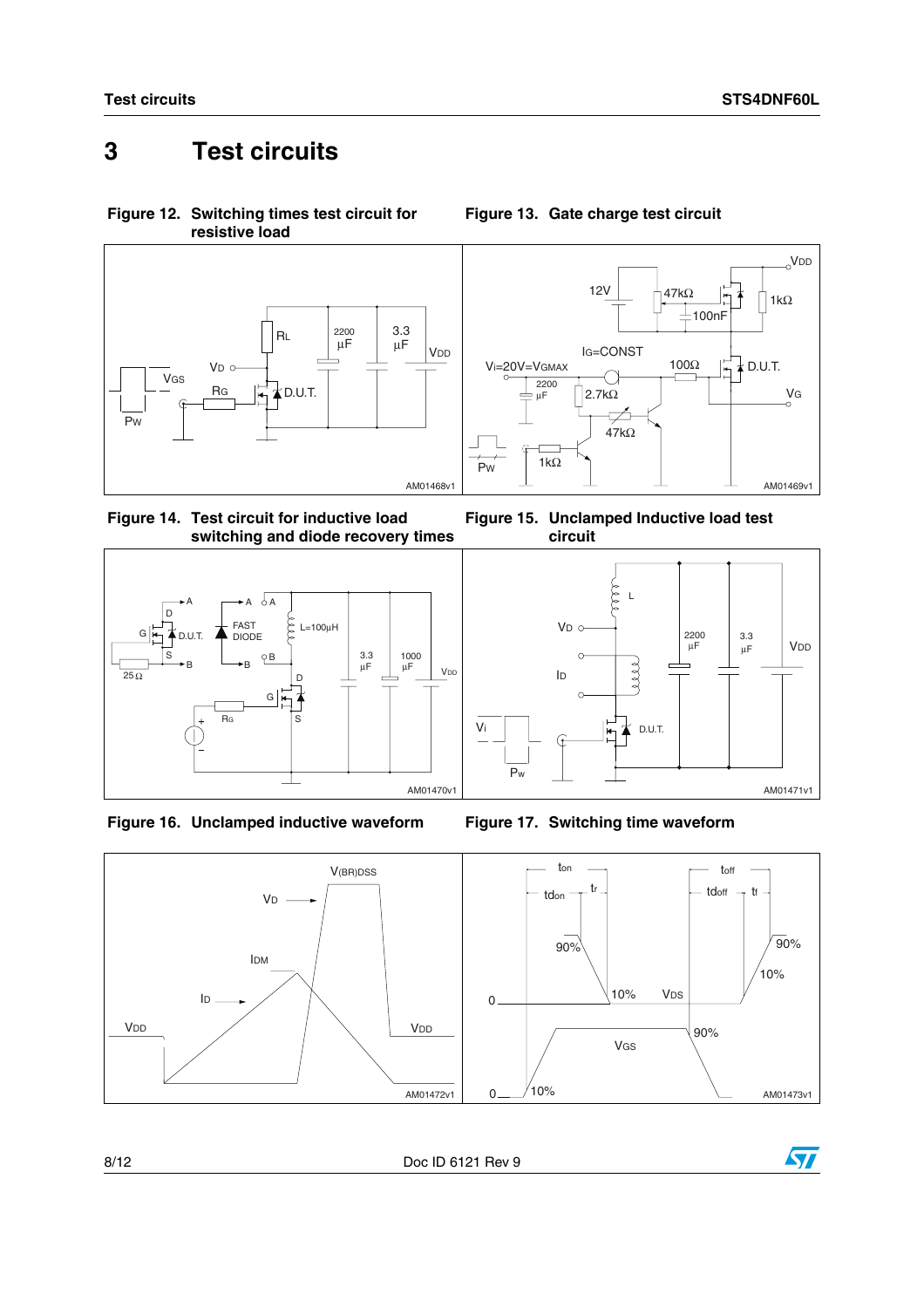# 3 Test circuits

**Figure 12. Switching times test circuit for resistive load**

**Figure 13. Gate charge test circuit**

**Figure 14. Test circuit for inductive load switching and diode recovery times**

**Figure 15. Unclamped Inductive load test circuit**

**Figure 16. Unclamped inductive waveform**

**Figure 17. Switching time waveform**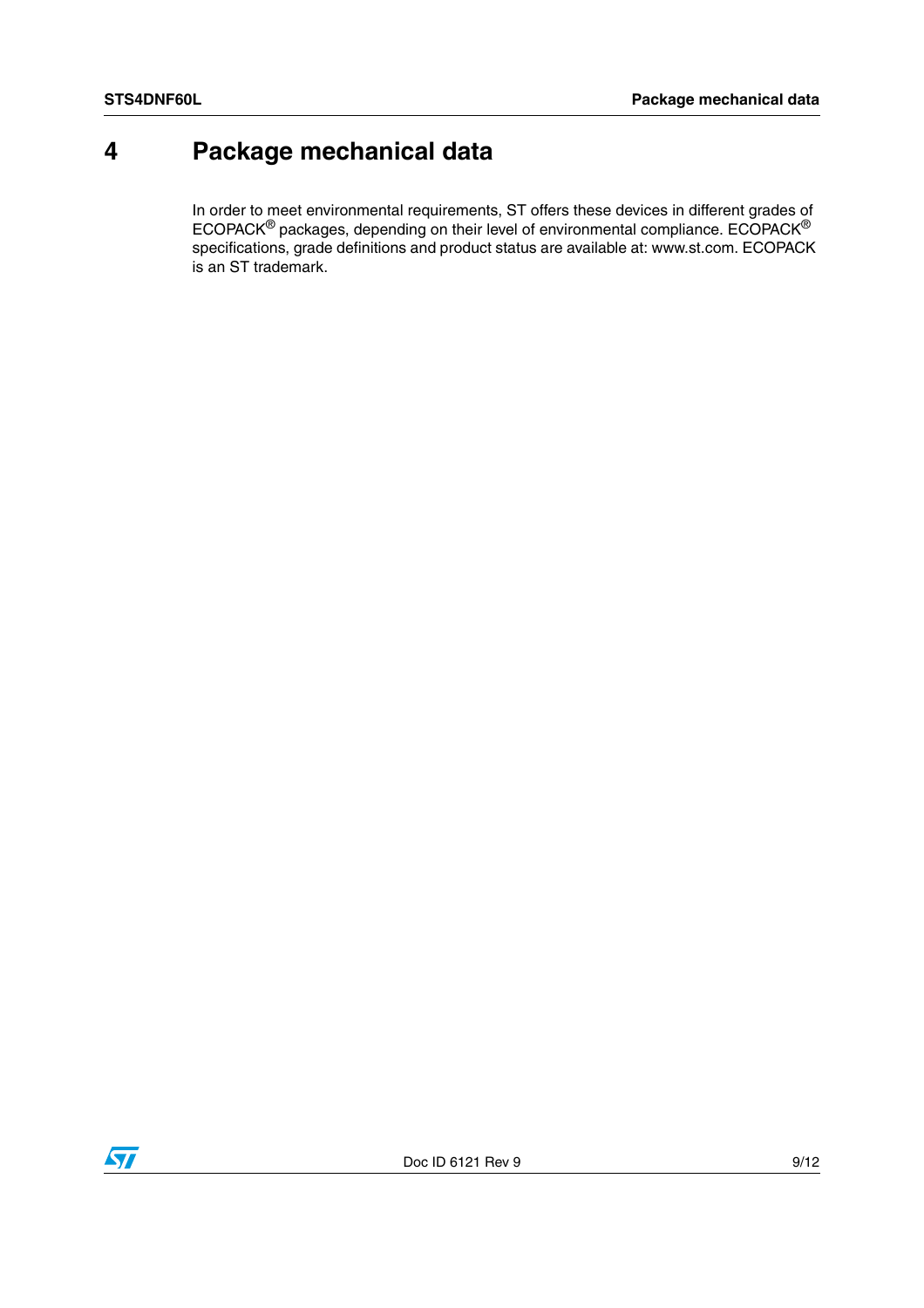# 4 Package mechanical data

In order to meet environmental requirements, ST offers these devices in different grades of ECOPACK® packages, depending on their level of environmental compliance. ECOPACK® specifications, grade definitions and product status are available at: www.st.com. ECOPACK is an ST trademark.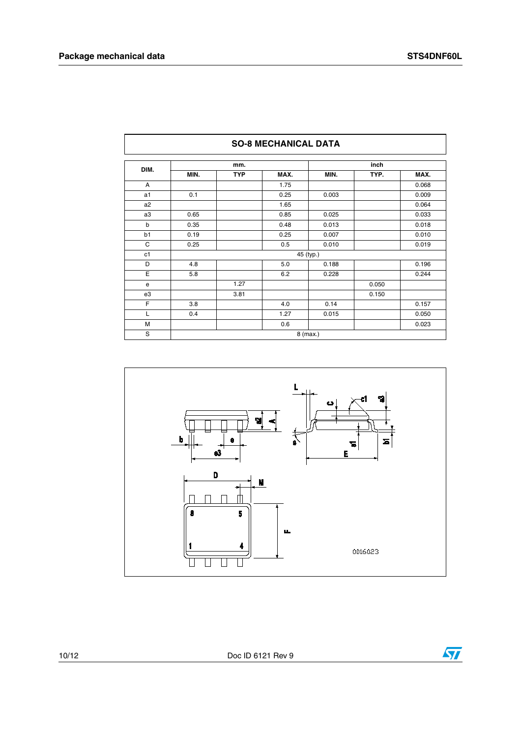| SO-8 MECHANICAL DATA | | | | | | |
|---|---|---|---|---|---|---|
| DIM. | mm. | | | inch | | |
| | MIN. | TYP | MAX. | MIN. | TYP. | MAX. |
| A | | | 1.75 | | | 0.068 |
| a1 | 0.1 | | 0.25 | 0.003 | | 0.009 |
| a2 | | | 1.65 | | | 0.064 |
| a3 | 0.65 | | 0.85 | 0.025 | | 0.033 |
| b | 0.35 | | 0.48 | 0.013 | | 0.018 |
| b1 | 0.19 | | 0.25 | 0.007 | | 0.010 |
| C | 0.25 | | 0.5 | 0.010 | | 0.019 |
| c1 | 45 (typ.) | | | | | |
| D | 4.8 | | 5.0 | 0.188 | | 0.196 |
| E | 5.8 | | 6.2 | 0.228 | | 0.244 |
| e | | 1.27 | | | 0.050 | |
| e3 | | 3.81 | | | 0.150 | |
| F | 3.8 | | 4.0 | 0.14 | | 0.157 |
| L | 0.4 | | 1.27 | 0.015 | | 0.050 |
| M | | | 0.6 | | | 0.023 |
| S | 8 (max.) | | | | | |

0016023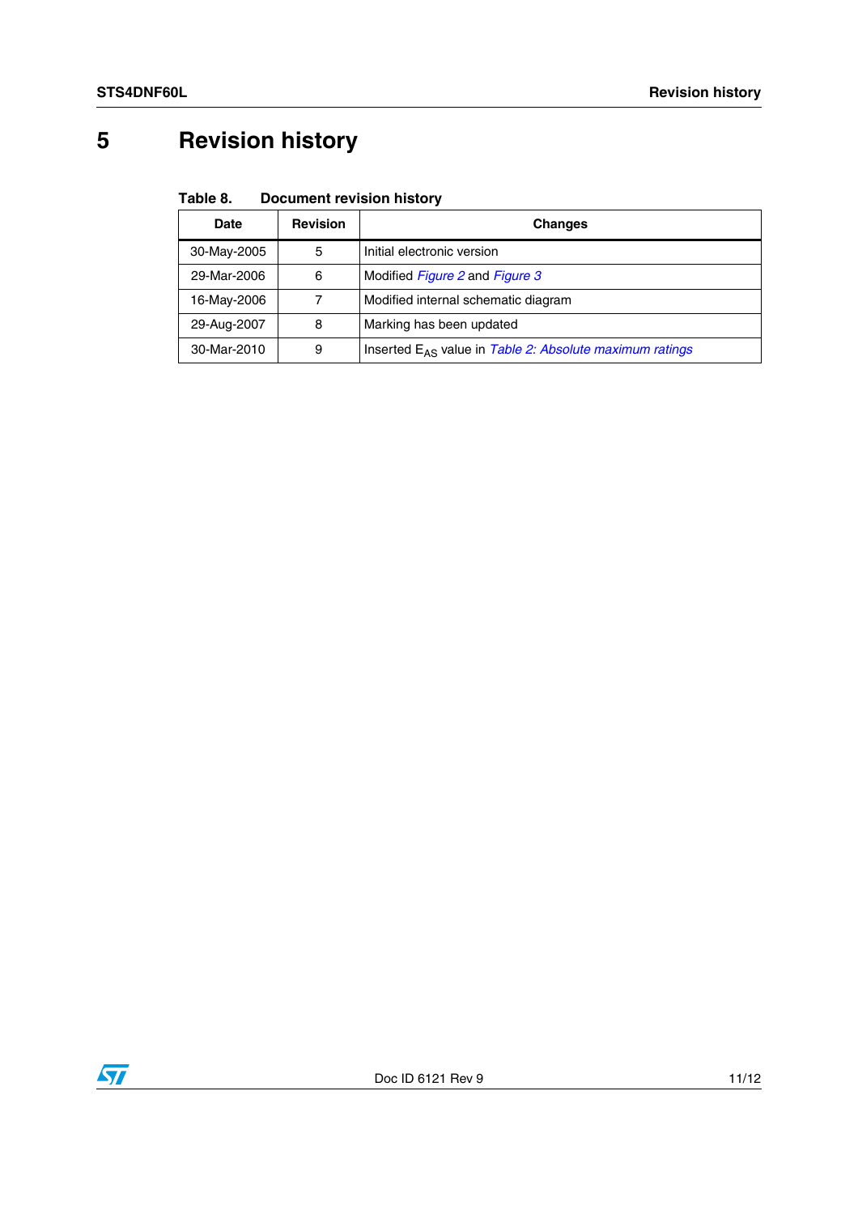# 5 Revision history

**Table 8. Document revision history**

| Date | Revision | Changes |
|---|---|---|
| 30-May-2005 | 5 | Initial electronic version |
| 29-Mar-2006 | 6 | Modified *Figure 2* and *Figure 3* |
| 16-May-2006 | 7 | Modified internal schematic diagram |
| 29-Aug-2007 | 8 | Marking has been updated |
| 30-Mar-2010 | 9 | Inserted $E_{AS}$ value in *Table 2: Absolute maximum ratings* |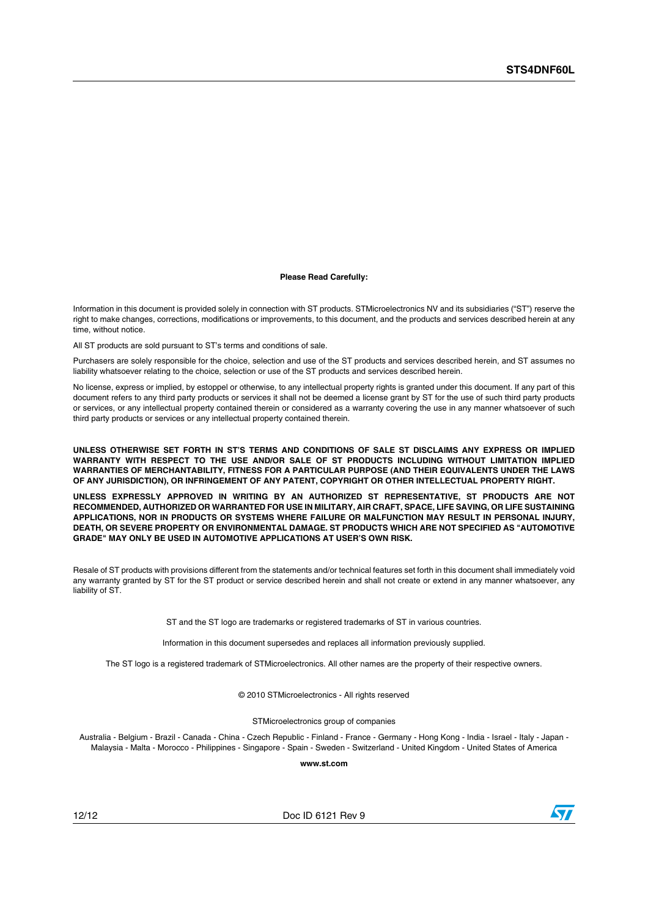**Please Read Carefully:**

Information in this document is provided solely in connection with ST products. STMicroelectronics NV and its subsidiaries ("ST") reserve the right to make changes, corrections, modifications or improvements, to this document, and the products and services described herein at any time, without notice.

All ST products are sold pursuant to ST's terms and conditions of sale.

Purchasers are solely responsible for the choice, selection and use of the ST products and services described herein, and ST assumes no liability whatsoever relating to the choice, selection or use of the ST products and services described herein.

No license, express or implied, by estoppel or otherwise, to any intellectual property rights is granted under this document. If any part of this document refers to any third party products or services it shall not be deemed a license grant by ST for the use of such third party products or services, or any intellectual property contained therein or considered as a warranty covering the use in any manner whatsoever of such third party products or services or any intellectual property contained therein.

**UNLESS OTHERWISE SET FORTH IN ST'S TERMS AND CONDITIONS OF SALE ST DISCLAIMS ANY EXPRESS OR IMPLIED WARRANTY WITH RESPECT TO THE USE AND/OR SALE OF ST PRODUCTS INCLUDING WITHOUT LIMITATION IMPLIED WARRANTIES OF MERCHANTABILITY, FITNESS FOR A PARTICULAR PURPOSE (AND THEIR EQUIVALENTS UNDER THE LAWS OF ANY JURISDICTION), OR INFRINGEMENT OF ANY PATENT, COPYRIGHT OR OTHER INTELLECTUAL PROPERTY RIGHT.**

**UNLESS EXPRESSLY APPROVED IN WRITING BY AN AUTHORIZED ST REPRESENTATIVE, ST PRODUCTS ARE NOT RECOMMENDED, AUTHORIZED OR WARRANTED FOR USE IN MILITARY, AIR CRAFT, SPACE, LIFE SAVING, OR LIFE SUSTAINING APPLICATIONS, NOR IN PRODUCTS OR SYSTEMS WHERE FAILURE OR MALFUNCTION MAY RESULT IN PERSONAL INJURY, DEATH, OR SEVERE PROPERTY OR ENVIRONMENTAL DAMAGE. ST PRODUCTS WHICH ARE NOT SPECIFIED AS "AUTOMOTIVE GRADE" MAY ONLY BE USED IN AUTOMOTIVE APPLICATIONS AT USER'S OWN RISK.**

Resale of ST products with provisions different from the statements and/or technical features set forth in this document shall immediately void any warranty granted by ST for the ST product or service described herein and shall not create or extend in any manner whatsoever, any liability of ST.

ST and the ST logo are trademarks or registered trademarks of ST in various countries.

Information in this document supersedes and replaces all information previously supplied.

The ST logo is a registered trademark of STMicroelectronics. All other names are the property of their respective owners.

© 2010 STMicroelectronics - All rights reserved

STMicroelectronics group of companies

Australia - Belgium - Brazil - Canada - China - Czech Republic - Finland - France - Germany - Hong Kong - India - Israel - Italy - Japan - Malaysia - Malta - Morocco - Philippines - Singapore - Spain - Sweden - Switzerland - United Kingdom - United States of America

**www.st.com**